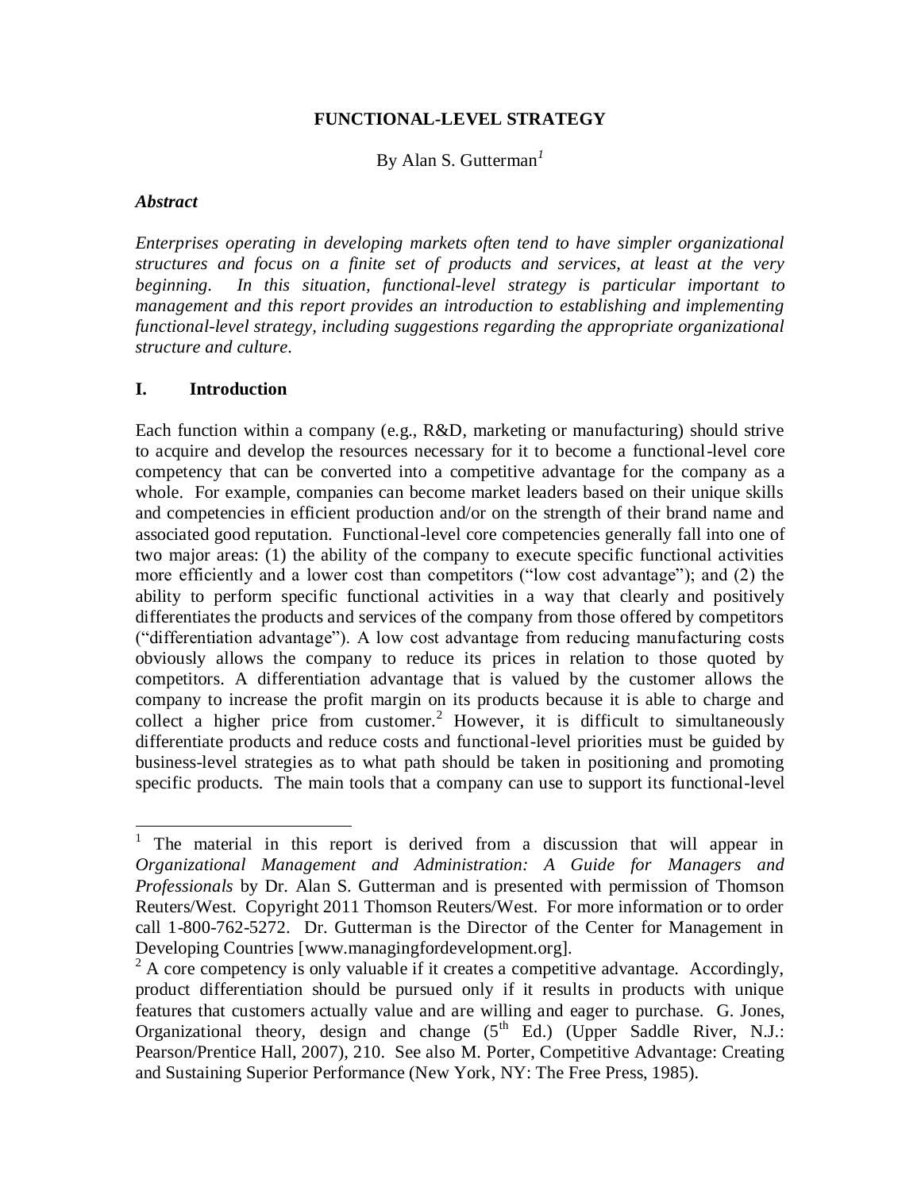# FUNCTIONAL-LEVEL STRATEGY

By Alan S. Gutterman[1]

***Abstract***

*Enterprises operating in developing markets often tend to have simpler organizational structures and focus on a finite set of products and services, at least at the very beginning. In this situation, functional-level strategy is particular important to management and this report provides an introduction to establishing and implementing functional-level strategy, including suggestions regarding the appropriate organizational structure and culture.*

## I. Introduction

Each function within a company (e.g., R&D, marketing or manufacturing) should strive to acquire and develop the resources necessary for it to become a functional-level core competency that can be converted into a competitive advantage for the company as a whole. For example, companies can become market leaders based on their unique skills and competencies in efficient production and/or on the strength of their brand name and associated good reputation. Functional-level core competencies generally fall into one of two major areas: (1) the ability of the company to execute specific functional activities more efficiently and a lower cost than competitors ("low cost advantage"); and (2) the ability to perform specific functional activities in a way that clearly and positively differentiates the products and services of the company from those offered by competitors ("differentiation advantage"). A low cost advantage from reducing manufacturing costs obviously allows the company to reduce its prices in relation to those quoted by competitors. A differentiation advantage that is valued by the customer allows the company to increase the profit margin on its products because it is able to charge and collect a higher price from customer.[2] However, it is difficult to simultaneously differentiate products and reduce costs and functional-level priorities must be guided by business-level strategies as to what path should be taken in positioning and promoting specific products. The main tools that a company can use to support its functional-level

---

[1] The material in this report is derived from a discussion that will appear in *Organizational Management and Administration: A Guide for Managers and Professionals* by Dr. Alan S. Gutterman and is presented with permission of Thomson Reuters/West. Copyright 2011 Thomson Reuters/West. For more information or to order call 1-800-762-5272. Dr. Gutterman is the Director of the Center for Management in Developing Countries [www.managingfordevelopment.org].

[2] A core competency is only valuable if it creates a competitive advantage. Accordingly, product differentiation should be pursued only if it results in products with unique features that customers actually value and are willing and eager to purchase. G. Jones, Organizational theory, design and change (5th Ed.) (Upper Saddle River, N.J.: Pearson/Prentice Hall, 2007), 210. See also M. Porter, Competitive Advantage: Creating and Sustaining Superior Performance (New York, NY: The Free Press, 1985).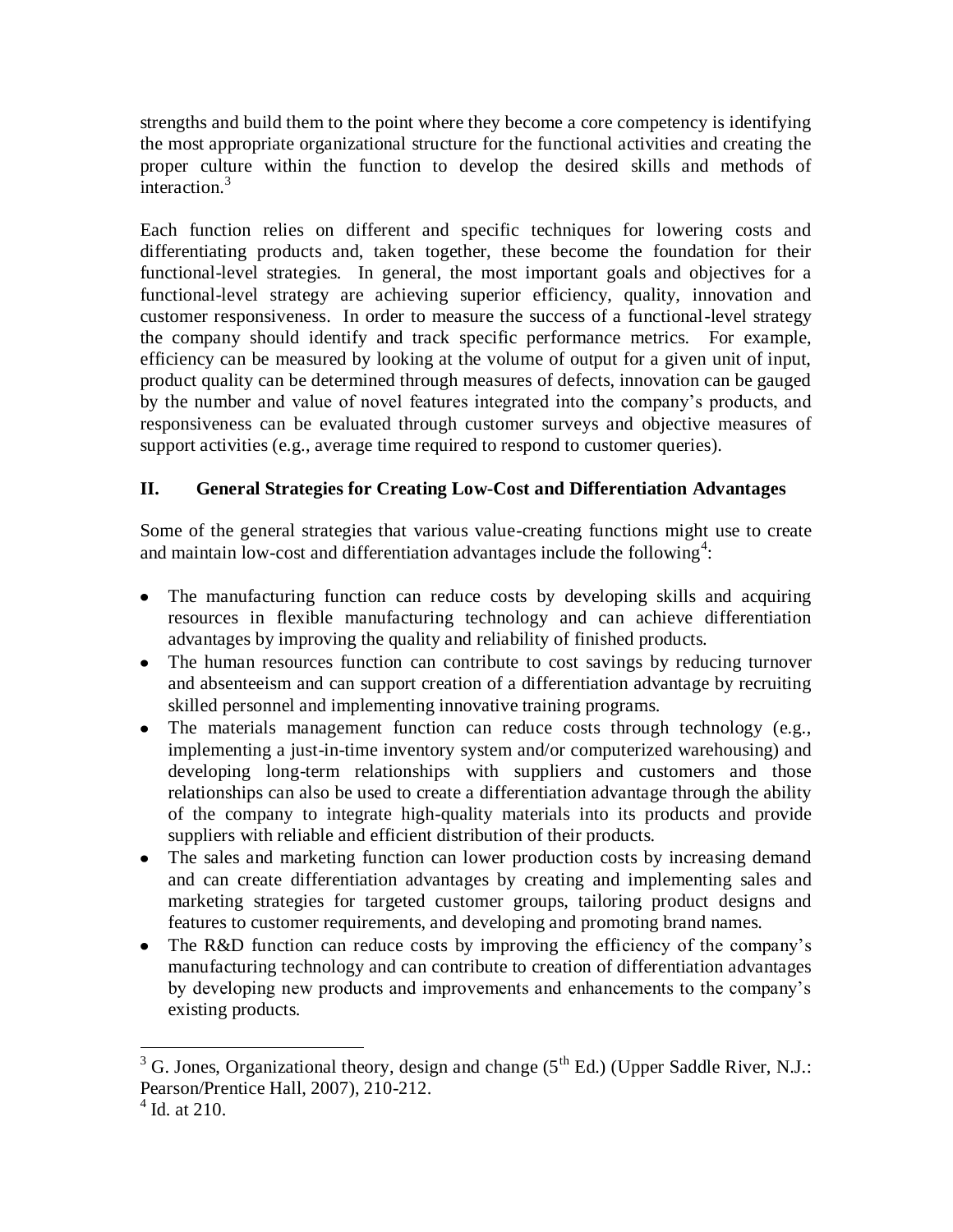strengths and build them to the point where they become a core competency is identifying the most appropriate organizational structure for the functional activities and creating the proper culture within the function to develop the desired skills and methods of interaction.[3]

Each function relies on different and specific techniques for lowering costs and differentiating products and, taken together, these become the foundation for their functional-level strategies. In general, the most important goals and objectives for a functional-level strategy are achieving superior efficiency, quality, innovation and customer responsiveness. In order to measure the success of a functional-level strategy the company should identify and track specific performance metrics. For example, efficiency can be measured by looking at the volume of output for a given unit of input, product quality can be determined through measures of defects, innovation can be gauged by the number and value of novel features integrated into the company's products, and responsiveness can be evaluated through customer surveys and objective measures of support activities (e.g., average time required to respond to customer queries).

## II. General Strategies for Creating Low-Cost and Differentiation Advantages

Some of the general strategies that various value-creating functions might use to create and maintain low-cost and differentiation advantages include the following[4]:

- The manufacturing function can reduce costs by developing skills and acquiring resources in flexible manufacturing technology and can achieve differentiation advantages by improving the quality and reliability of finished products.
- The human resources function can contribute to cost savings by reducing turnover and absenteeism and can support creation of a differentiation advantage by recruiting skilled personnel and implementing innovative training programs.
- The materials management function can reduce costs through technology (e.g., implementing a just-in-time inventory system and/or computerized warehousing) and developing long-term relationships with suppliers and customers and those relationships can also be used to create a differentiation advantage through the ability of the company to integrate high-quality materials into its products and provide suppliers with reliable and efficient distribution of their products.
- The sales and marketing function can lower production costs by increasing demand and can create differentiation advantages by creating and implementing sales and marketing strategies for targeted customer groups, tailoring product designs and features to customer requirements, and developing and promoting brand names.
- The R&D function can reduce costs by improving the efficiency of the company's manufacturing technology and can contribute to creation of differentiation advantages by developing new products and improvements and enhancements to the company's existing products.

---

[3] G. Jones, Organizational theory, design and change (5th Ed.) (Upper Saddle River, N.J.: Pearson/Prentice Hall, 2007), 210-212.

[4] Id. at 210.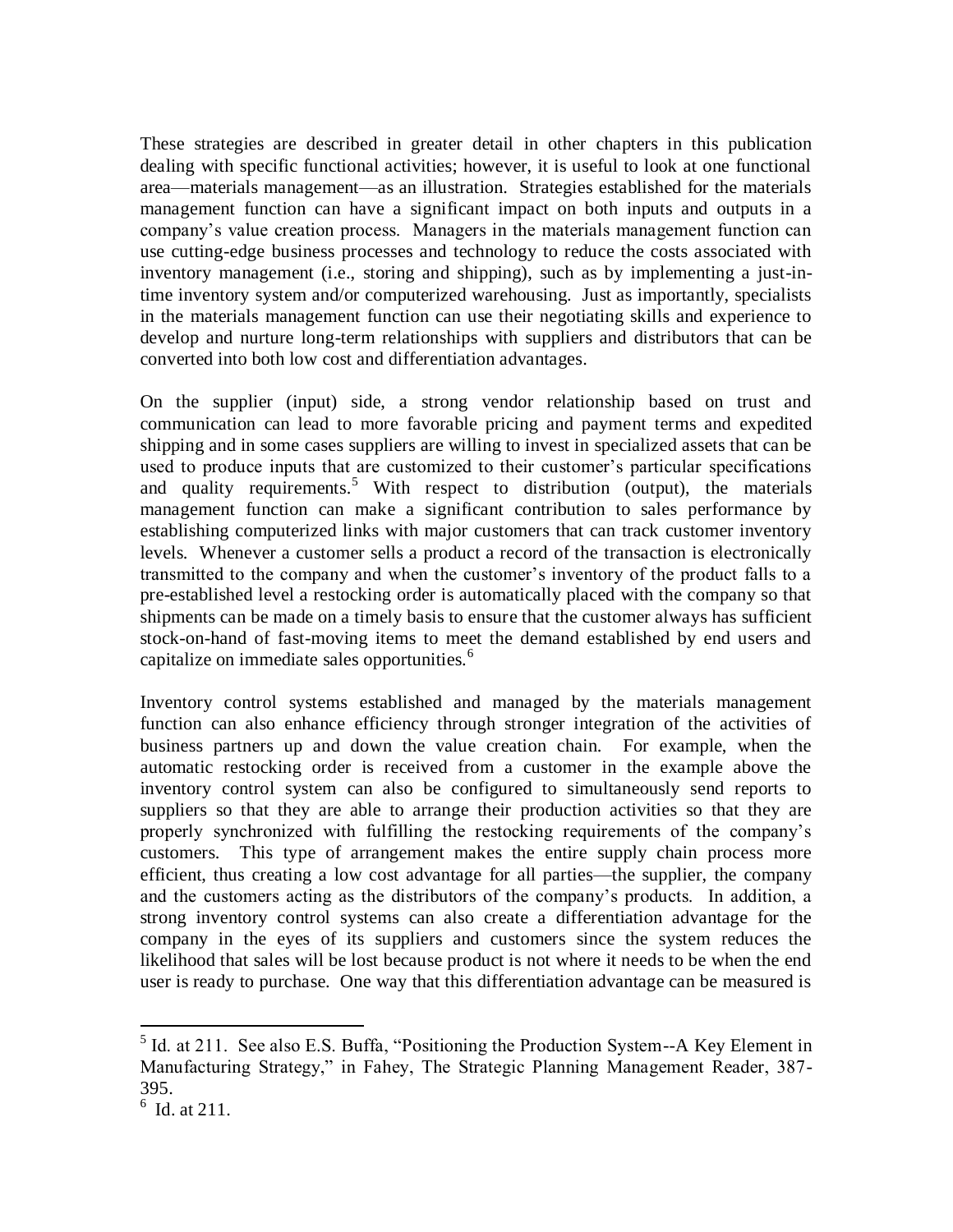These strategies are described in greater detail in other chapters in this publication dealing with specific functional activities; however, it is useful to look at one functional area—materials management—as an illustration. Strategies established for the materials management function can have a significant impact on both inputs and outputs in a company's value creation process. Managers in the materials management function can use cutting-edge business processes and technology to reduce the costs associated with inventory management (i.e., storing and shipping), such as by implementing a just-in-time inventory system and/or computerized warehousing. Just as importantly, specialists in the materials management function can use their negotiating skills and experience to develop and nurture long-term relationships with suppliers and distributors that can be converted into both low cost and differentiation advantages.

On the supplier (input) side, a strong vendor relationship based on trust and communication can lead to more favorable pricing and payment terms and expedited shipping and in some cases suppliers are willing to invest in specialized assets that can be used to produce inputs that are customized to their customer's particular specifications and quality requirements.[5] With respect to distribution (output), the materials management function can make a significant contribution to sales performance by establishing computerized links with major customers that can track customer inventory levels. Whenever a customer sells a product a record of the transaction is electronically transmitted to the company and when the customer's inventory of the product falls to a pre-established level a restocking order is automatically placed with the company so that shipments can be made on a timely basis to ensure that the customer always has sufficient stock-on-hand of fast-moving items to meet the demand established by end users and capitalize on immediate sales opportunities.[6]

Inventory control systems established and managed by the materials management function can also enhance efficiency through stronger integration of the activities of business partners up and down the value creation chain. For example, when the automatic restocking order is received from a customer in the example above the inventory control system can also be configured to simultaneously send reports to suppliers so that they are able to arrange their production activities so that they are properly synchronized with fulfilling the restocking requirements of the company's customers. This type of arrangement makes the entire supply chain process more efficient, thus creating a low cost advantage for all parties—the supplier, the company and the customers acting as the distributors of the company's products. In addition, a strong inventory control systems can also create a differentiation advantage for the company in the eyes of its suppliers and customers since the system reduces the likelihood that sales will be lost because product is not where it needs to be when the end user is ready to purchase. One way that this differentiation advantage can be measured is

---

[5] Id. at 211. See also E.S. Buffa, "Positioning the Production System--A Key Element in Manufacturing Strategy," in Fahey, The Strategic Planning Management Reader, 387-395.

[6] Id. at 211.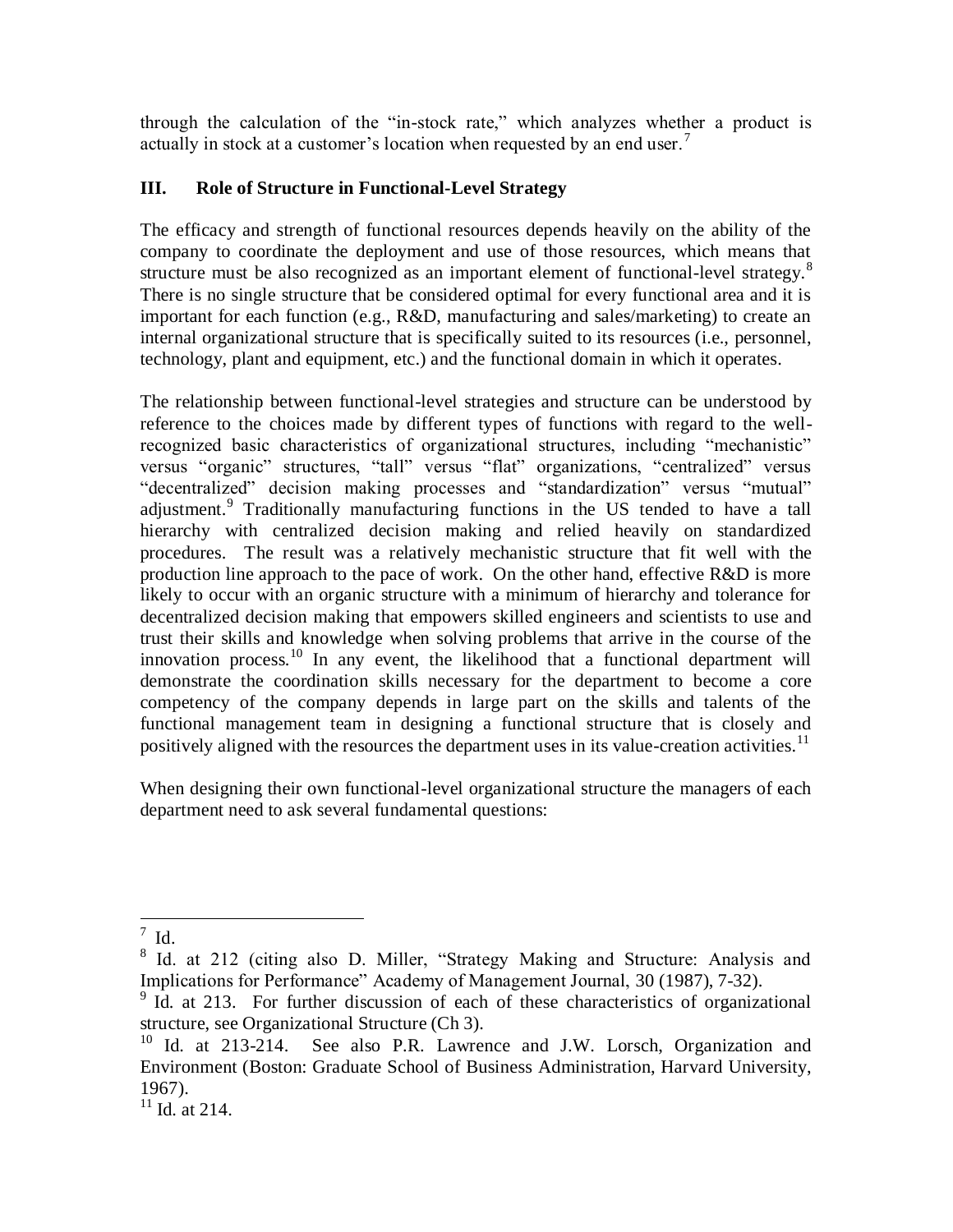through the calculation of the "in-stock rate," which analyzes whether a product is actually in stock at a customer's location when requested by an end user.[7]

## III. Role of Structure in Functional-Level Strategy

The efficacy and strength of functional resources depends heavily on the ability of the company to coordinate the deployment and use of those resources, which means that structure must be also recognized as an important element of functional-level strategy.[8] There is no single structure that be considered optimal for every functional area and it is important for each function (e.g., R&D, manufacturing and sales/marketing) to create an internal organizational structure that is specifically suited to its resources (i.e., personnel, technology, plant and equipment, etc.) and the functional domain in which it operates.

The relationship between functional-level strategies and structure can be understood by reference to the choices made by different types of functions with regard to the well-recognized basic characteristics of organizational structures, including "mechanistic" versus "organic" structures, "tall" versus "flat" organizations, "centralized" versus "decentralized" decision making processes and "standardization" versus "mutual" adjustment.[9] Traditionally manufacturing functions in the US tended to have a tall hierarchy with centralized decision making and relied heavily on standardized procedures. The result was a relatively mechanistic structure that fit well with the production line approach to the pace of work. On the other hand, effective R&D is more likely to occur with an organic structure with a minimum of hierarchy and tolerance for decentralized decision making that empowers skilled engineers and scientists to use and trust their skills and knowledge when solving problems that arrive in the course of the innovation process.[10] In any event, the likelihood that a functional department will demonstrate the coordination skills necessary for the department to become a core competency of the company depends in large part on the skills and talents of the functional management team in designing a functional structure that is closely and positively aligned with the resources the department uses in its value-creation activities.[11]

When designing their own functional-level organizational structure the managers of each department need to ask several fundamental questions:

---

[7] Id.

[8] Id. at 212 (citing also D. Miller, "Strategy Making and Structure: Analysis and Implications for Performance" Academy of Management Journal, 30 (1987), 7-32).

[9] Id. at 213. For further discussion of each of these characteristics of organizational structure, see Organizational Structure (Ch 3).

[10] Id. at 213-214. See also P.R. Lawrence and J.W. Lorsch, Organization and Environment (Boston: Graduate School of Business Administration, Harvard University, 1967).

[11] Id. at 214.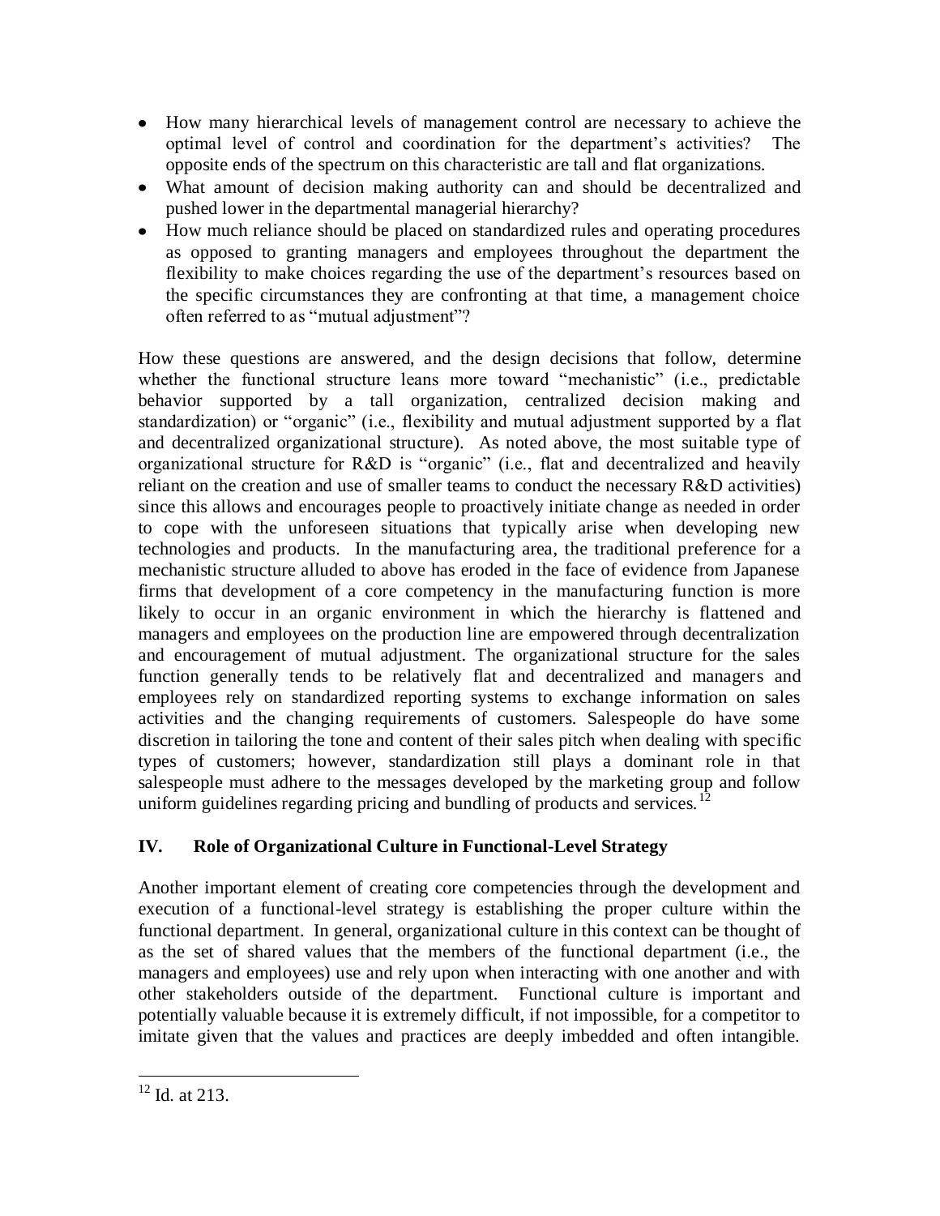- How many hierarchical levels of management control are necessary to achieve the optimal level of control and coordination for the department's activities? The opposite ends of the spectrum on this characteristic are tall and flat organizations.
- What amount of decision making authority can and should be decentralized and pushed lower in the departmental managerial hierarchy?
- How much reliance should be placed on standardized rules and operating procedures as opposed to granting managers and employees throughout the department the flexibility to make choices regarding the use of the department's resources based on the specific circumstances they are confronting at that time, a management choice often referred to as "mutual adjustment"?

How these questions are answered, and the design decisions that follow, determine whether the functional structure leans more toward "mechanistic" (i.e., predictable behavior supported by a tall organization, centralized decision making and standardization) or "organic" (i.e., flexibility and mutual adjustment supported by a flat and decentralized organizational structure). As noted above, the most suitable type of organizational structure for R&D is "organic" (i.e., flat and decentralized and heavily reliant on the creation and use of smaller teams to conduct the necessary R&D activities) since this allows and encourages people to proactively initiate change as needed in order to cope with the unforeseen situations that typically arise when developing new technologies and products. In the manufacturing area, the traditional preference for a mechanistic structure alluded to above has eroded in the face of evidence from Japanese firms that development of a core competency in the manufacturing function is more likely to occur in an organic environment in which the hierarchy is flattened and managers and employees on the production line are empowered through decentralization and encouragement of mutual adjustment. The organizational structure for the sales function generally tends to be relatively flat and decentralized and managers and employees rely on standardized reporting systems to exchange information on sales activities and the changing requirements of customers. Salespeople do have some discretion in tailoring the tone and content of their sales pitch when dealing with specific types of customers; however, standardization still plays a dominant role in that salespeople must adhere to the messages developed by the marketing group and follow uniform guidelines regarding pricing and bundling of products and services.[12]

## IV. Role of Organizational Culture in Functional-Level Strategy

Another important element of creating core competencies through the development and execution of a functional-level strategy is establishing the proper culture within the functional department. In general, organizational culture in this context can be thought of as the set of shared values that the members of the functional department (i.e., the managers and employees) use and rely upon when interacting with one another and with other stakeholders outside of the department. Functional culture is important and potentially valuable because it is extremely difficult, if not impossible, for a competitor to imitate given that the values and practices are deeply imbedded and often intangible.

[12] Id. at 213.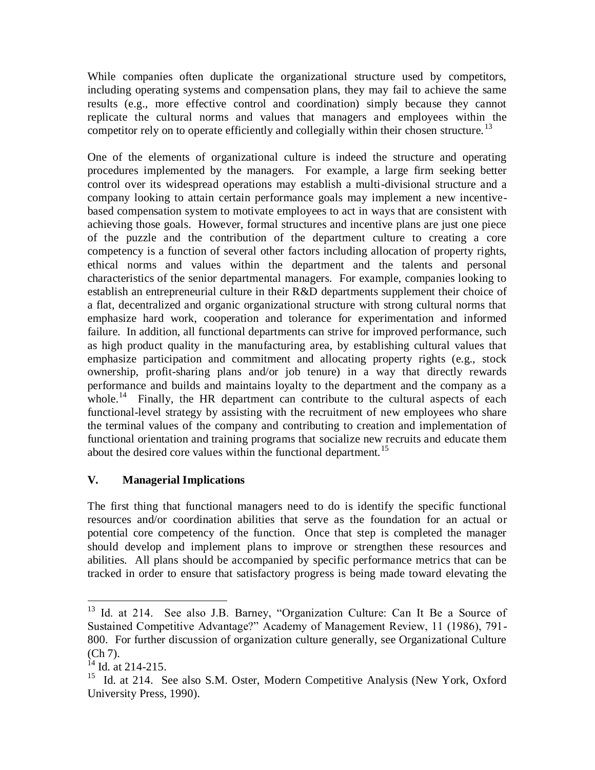While companies often duplicate the organizational structure used by competitors, including operating systems and compensation plans, they may fail to achieve the same results (e.g., more effective control and coordination) simply because they cannot replicate the cultural norms and values that managers and employees within the competitor rely on to operate efficiently and collegially within their chosen structure.[13]

One of the elements of organizational culture is indeed the structure and operating procedures implemented by the managers. For example, a large firm seeking better control over its widespread operations may establish a multi-divisional structure and a company looking to attain certain performance goals may implement a new incentive-based compensation system to motivate employees to act in ways that are consistent with achieving those goals. However, formal structures and incentive plans are just one piece of the puzzle and the contribution of the department culture to creating a core competency is a function of several other factors including allocation of property rights, ethical norms and values within the department and the talents and personal characteristics of the senior departmental managers. For example, companies looking to establish an entrepreneurial culture in their R&D departments supplement their choice of a flat, decentralized and organic organizational structure with strong cultural norms that emphasize hard work, cooperation and tolerance for experimentation and informed failure. In addition, all functional departments can strive for improved performance, such as high product quality in the manufacturing area, by establishing cultural values that emphasize participation and commitment and allocating property rights (e.g., stock ownership, profit-sharing plans and/or job tenure) in a way that directly rewards performance and builds and maintains loyalty to the department and the company as a whole.[14] Finally, the HR department can contribute to the cultural aspects of each functional-level strategy by assisting with the recruitment of new employees who share the terminal values of the company and contributing to creation and implementation of functional orientation and training programs that socialize new recruits and educate them about the desired core values within the functional department.[15]

## V. Managerial Implications

The first thing that functional managers need to do is identify the specific functional resources and/or coordination abilities that serve as the foundation for an actual or potential core competency of the function. Once that step is completed the manager should develop and implement plans to improve or strengthen these resources and abilities. All plans should be accompanied by specific performance metrics that can be tracked in order to ensure that satisfactory progress is being made toward elevating the

---

[13] Id. at 214. See also J.B. Barney, "Organization Culture: Can It Be a Source of Sustained Competitive Advantage?" Academy of Management Review, 11 (1986), 791-800. For further discussion of organization culture generally, see Organizational Culture (Ch 7).

[14] Id. at 214-215.

[15] Id. at 214. See also S.M. Oster, Modern Competitive Analysis (New York, Oxford University Press, 1990).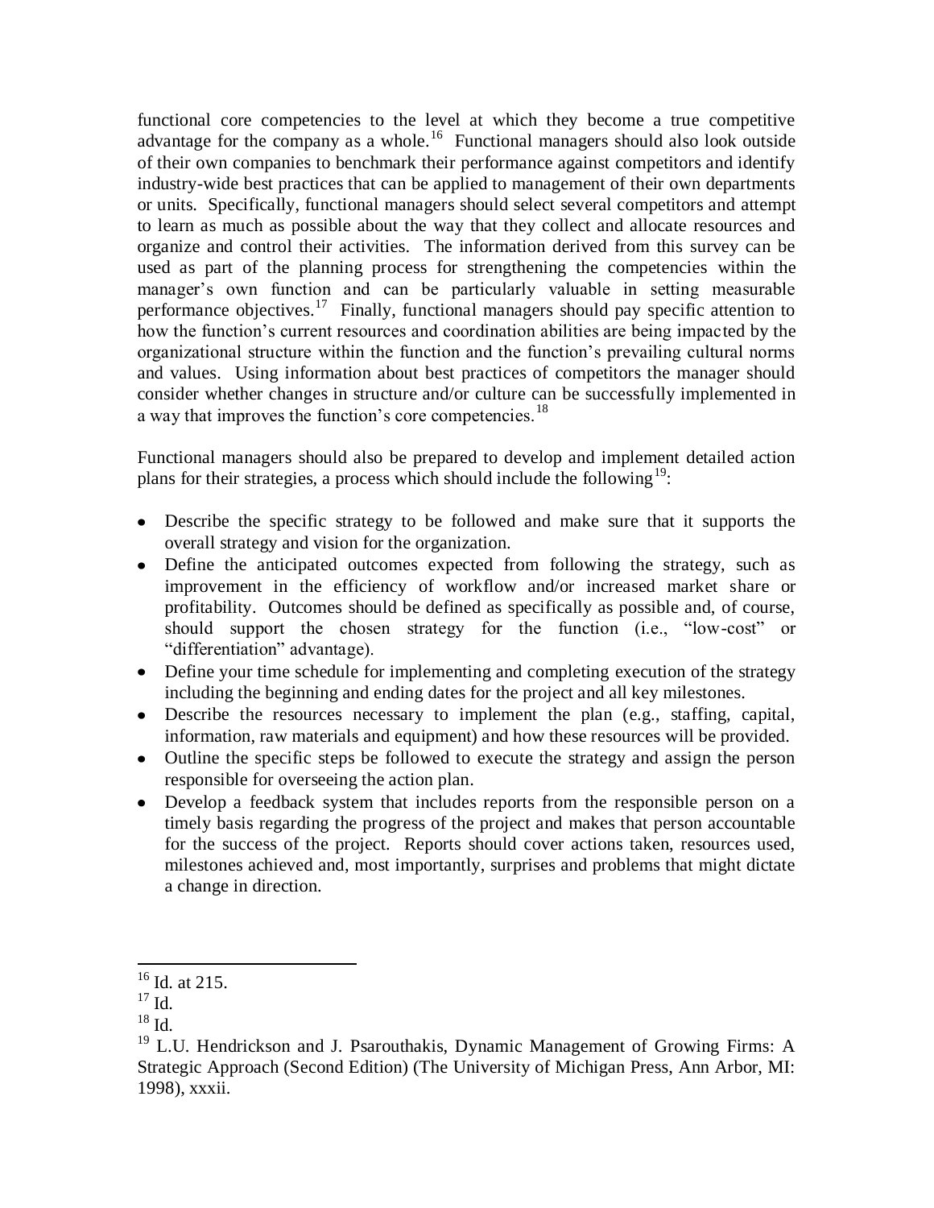functional core competencies to the level at which they become a true competitive advantage for the company as a whole.[16] Functional managers should also look outside of their own companies to benchmark their performance against competitors and identify industry-wide best practices that can be applied to management of their own departments or units. Specifically, functional managers should select several competitors and attempt to learn as much as possible about the way that they collect and allocate resources and organize and control their activities. The information derived from this survey can be used as part of the planning process for strengthening the competencies within the manager's own function and can be particularly valuable in setting measurable performance objectives.[17] Finally, functional managers should pay specific attention to how the function's current resources and coordination abilities are being impacted by the organizational structure within the function and the function's prevailing cultural norms and values. Using information about best practices of competitors the manager should consider whether changes in structure and/or culture can be successfully implemented in a way that improves the function's core competencies.[18]

Functional managers should also be prepared to develop and implement detailed action plans for their strategies, a process which should include the following[19]:

- Describe the specific strategy to be followed and make sure that it supports the overall strategy and vision for the organization.
- Define the anticipated outcomes expected from following the strategy, such as improvement in the efficiency of workflow and/or increased market share or profitability. Outcomes should be defined as specifically as possible and, of course, should support the chosen strategy for the function (i.e., "low-cost" or "differentiation" advantage).
- Define your time schedule for implementing and completing execution of the strategy including the beginning and ending dates for the project and all key milestones.
- Describe the resources necessary to implement the plan (e.g., staffing, capital, information, raw materials and equipment) and how these resources will be provided.
- Outline the specific steps be followed to execute the strategy and assign the person responsible for overseeing the action plan.
- Develop a feedback system that includes reports from the responsible person on a timely basis regarding the progress of the project and makes that person accountable for the success of the project. Reports should cover actions taken, resources used, milestones achieved and, most importantly, surprises and problems that might dictate a change in direction.

---

[16] Id. at 215.

[17] Id.

[18] Id.

[19] L.U. Hendrickson and J. Psarouthakis, Dynamic Management of Growing Firms: A Strategic Approach (Second Edition) (The University of Michigan Press, Ann Arbor, MI: 1998), xxxii.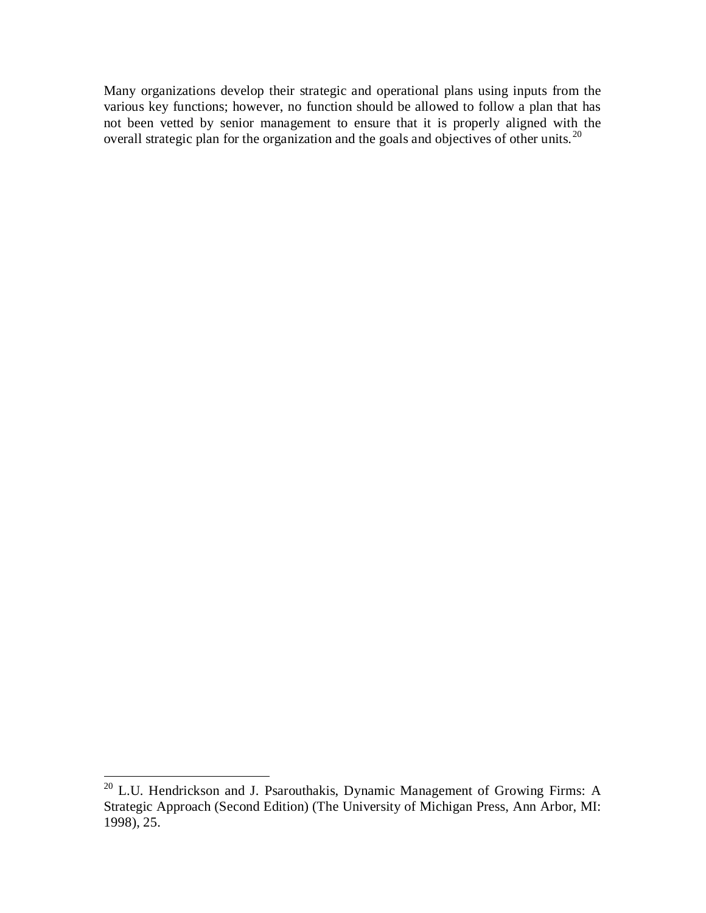Many organizations develop their strategic and operational plans using inputs from the various key functions; however, no function should be allowed to follow a plan that has not been vetted by senior management to ensure that it is properly aligned with the overall strategic plan for the organization and the goals and objectives of other units.[20]

---

[20] L.U. Hendrickson and J. Psarouthakis, Dynamic Management of Growing Firms: A Strategic Approach (Second Edition) (The University of Michigan Press, Ann Arbor, MI: 1998), 25.